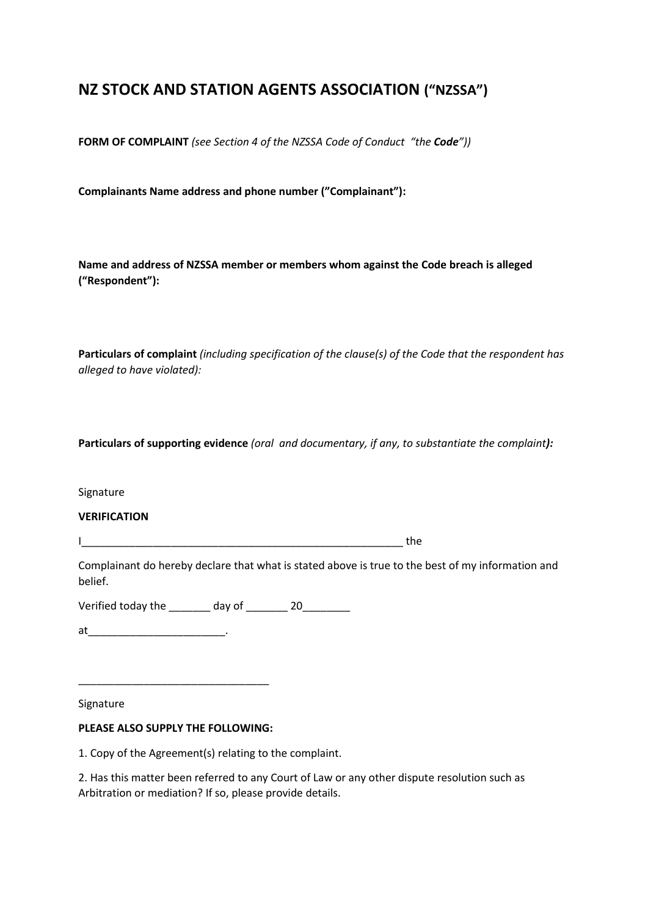# NZ STOCK AND STATION AGENTS ASSOCIATION ("NZSSA")

**FORM OF COMPLAINT** *(see Section 4 of the NZSSA Code of Conduct "the **Code**"))*

**Complainants Name address and phone number ("Complainant"):**

**Name and address of NZSSA member or members whom against the Code breach is alleged ("Respondent"):**

**Particulars of complaint** *(including specification of the clause(s) of the Code that the respondent has alleged to have violated):*

**Particulars of supporting evidence** *(oral and documentary, if any, to substantiate the complaint****):***

Signature

**VERIFICATION**

I_______________________________________________________ the

Complainant do hereby declare that what is stated above is true to the best of my information and belief.

Verified today the _______ day of _______ 20________

at_______________________.

________________________________

Signature

**PLEASE ALSO SUPPLY THE FOLLOWING:**

1. Copy of the Agreement(s) relating to the complaint.

2. Has this matter been referred to any Court of Law or any other dispute resolution such as Arbitration or mediation? If so, please provide details.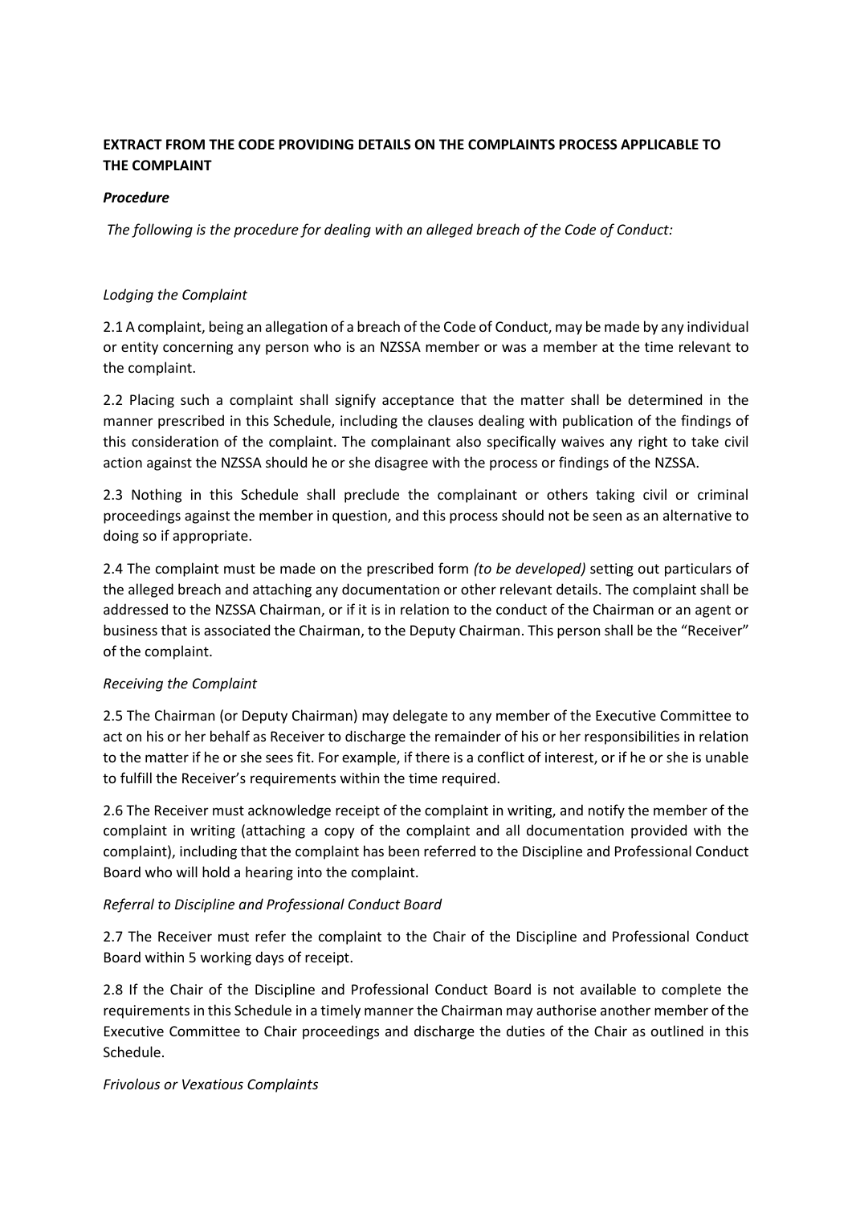**EXTRACT FROM THE CODE PROVIDING DETAILS ON THE COMPLAINTS PROCESS APPLICABLE TO THE COMPLAINT**

***Procedure***

*The following is the procedure for dealing with an alleged breach of the Code of Conduct:*

*Lodging the Complaint*

2.1 A complaint, being an allegation of a breach of the Code of Conduct, may be made by any individual or entity concerning any person who is an NZSSA member or was a member at the time relevant to the complaint.

2.2 Placing such a complaint shall signify acceptance that the matter shall be determined in the manner prescribed in this Schedule, including the clauses dealing with publication of the findings of this consideration of the complaint. The complainant also specifically waives any right to take civil action against the NZSSA should he or she disagree with the process or findings of the NZSSA.

2.3 Nothing in this Schedule shall preclude the complainant or others taking civil or criminal proceedings against the member in question, and this process should not be seen as an alternative to doing so if appropriate.

2.4 The complaint must be made on the prescribed form *(to be developed)* setting out particulars of the alleged breach and attaching any documentation or other relevant details. The complaint shall be addressed to the NZSSA Chairman, or if it is in relation to the conduct of the Chairman or an agent or business that is associated the Chairman, to the Deputy Chairman. This person shall be the "Receiver" of the complaint.

*Receiving the Complaint*

2.5 The Chairman (or Deputy Chairman) may delegate to any member of the Executive Committee to act on his or her behalf as Receiver to discharge the remainder of his or her responsibilities in relation to the matter if he or she sees fit. For example, if there is a conflict of interest, or if he or she is unable to fulfill the Receiver's requirements within the time required.

2.6 The Receiver must acknowledge receipt of the complaint in writing, and notify the member of the complaint in writing (attaching a copy of the complaint and all documentation provided with the complaint), including that the complaint has been referred to the Discipline and Professional Conduct Board who will hold a hearing into the complaint.

*Referral to Discipline and Professional Conduct Board*

2.7 The Receiver must refer the complaint to the Chair of the Discipline and Professional Conduct Board within 5 working days of receipt.

2.8 If the Chair of the Discipline and Professional Conduct Board is not available to complete the requirements in this Schedule in a timely manner the Chairman may authorise another member of the Executive Committee to Chair proceedings and discharge the duties of the Chair as outlined in this Schedule.

*Frivolous or Vexatious Complaints*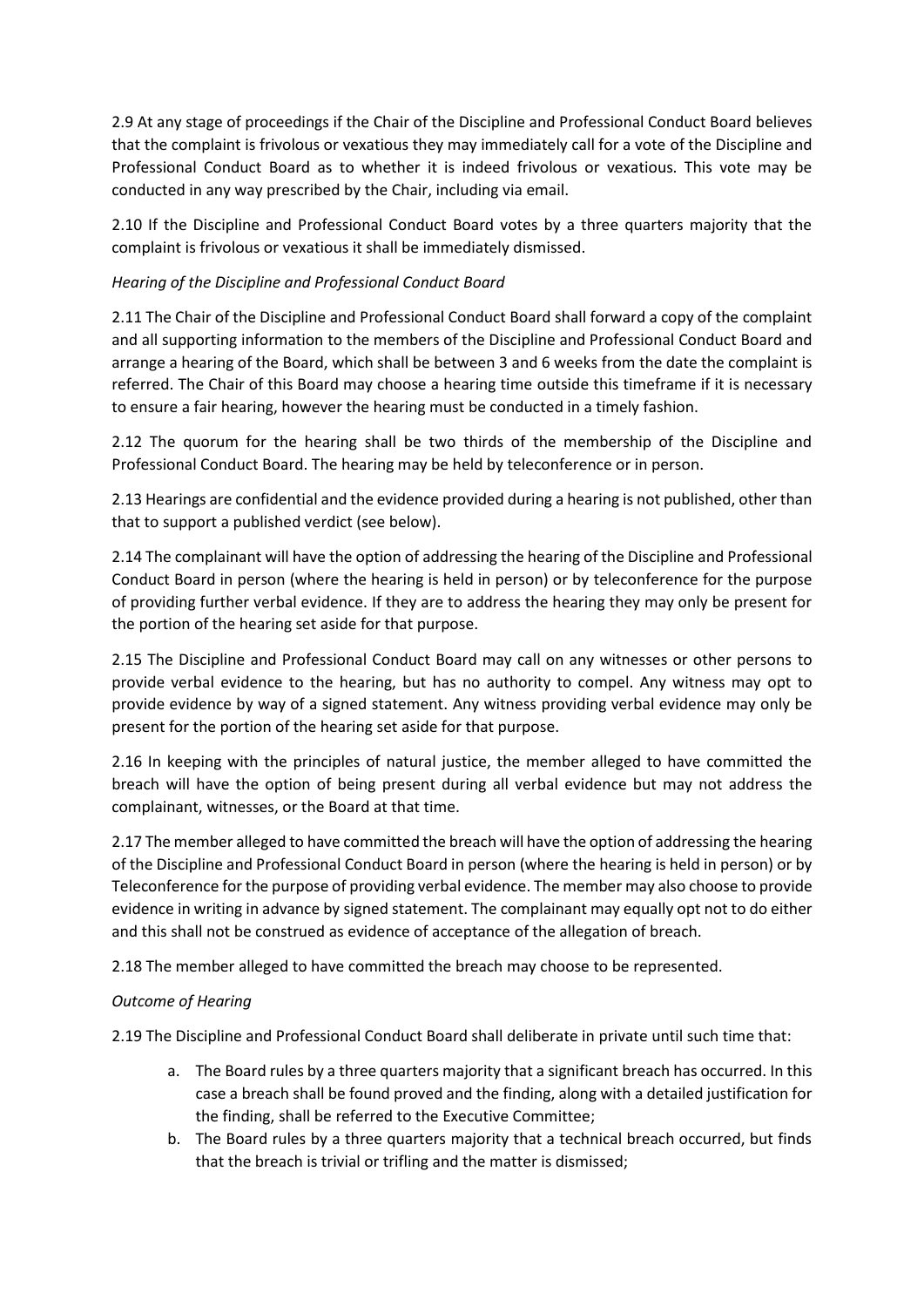2.9 At any stage of proceedings if the Chair of the Discipline and Professional Conduct Board believes that the complaint is frivolous or vexatious they may immediately call for a vote of the Discipline and Professional Conduct Board as to whether it is indeed frivolous or vexatious. This vote may be conducted in any way prescribed by the Chair, including via email.

2.10 If the Discipline and Professional Conduct Board votes by a three quarters majority that the complaint is frivolous or vexatious it shall be immediately dismissed.

*Hearing of the Discipline and Professional Conduct Board*

2.11 The Chair of the Discipline and Professional Conduct Board shall forward a copy of the complaint and all supporting information to the members of the Discipline and Professional Conduct Board and arrange a hearing of the Board, which shall be between 3 and 6 weeks from the date the complaint is referred. The Chair of this Board may choose a hearing time outside this timeframe if it is necessary to ensure a fair hearing, however the hearing must be conducted in a timely fashion.

2.12 The quorum for the hearing shall be two thirds of the membership of the Discipline and Professional Conduct Board. The hearing may be held by teleconference or in person.

2.13 Hearings are confidential and the evidence provided during a hearing is not published, other than that to support a published verdict (see below).

2.14 The complainant will have the option of addressing the hearing of the Discipline and Professional Conduct Board in person (where the hearing is held in person) or by teleconference for the purpose of providing further verbal evidence. If they are to address the hearing they may only be present for the portion of the hearing set aside for that purpose.

2.15 The Discipline and Professional Conduct Board may call on any witnesses or other persons to provide verbal evidence to the hearing, but has no authority to compel. Any witness may opt to provide evidence by way of a signed statement. Any witness providing verbal evidence may only be present for the portion of the hearing set aside for that purpose.

2.16 In keeping with the principles of natural justice, the member alleged to have committed the breach will have the option of being present during all verbal evidence but may not address the complainant, witnesses, or the Board at that time.

2.17 The member alleged to have committed the breach will have the option of addressing the hearing of the Discipline and Professional Conduct Board in person (where the hearing is held in person) or by Teleconference for the purpose of providing verbal evidence. The member may also choose to provide evidence in writing in advance by signed statement. The complainant may equally opt not to do either and this shall not be construed as evidence of acceptance of the allegation of breach.

2.18 The member alleged to have committed the breach may choose to be represented.

*Outcome of Hearing*

2.19 The Discipline and Professional Conduct Board shall deliberate in private until such time that:

a. The Board rules by a three quarters majority that a significant breach has occurred. In this case a breach shall be found proved and the finding, along with a detailed justification for the finding, shall be referred to the Executive Committee;
b. The Board rules by a three quarters majority that a technical breach occurred, but finds that the breach is trivial or trifling and the matter is dismissed;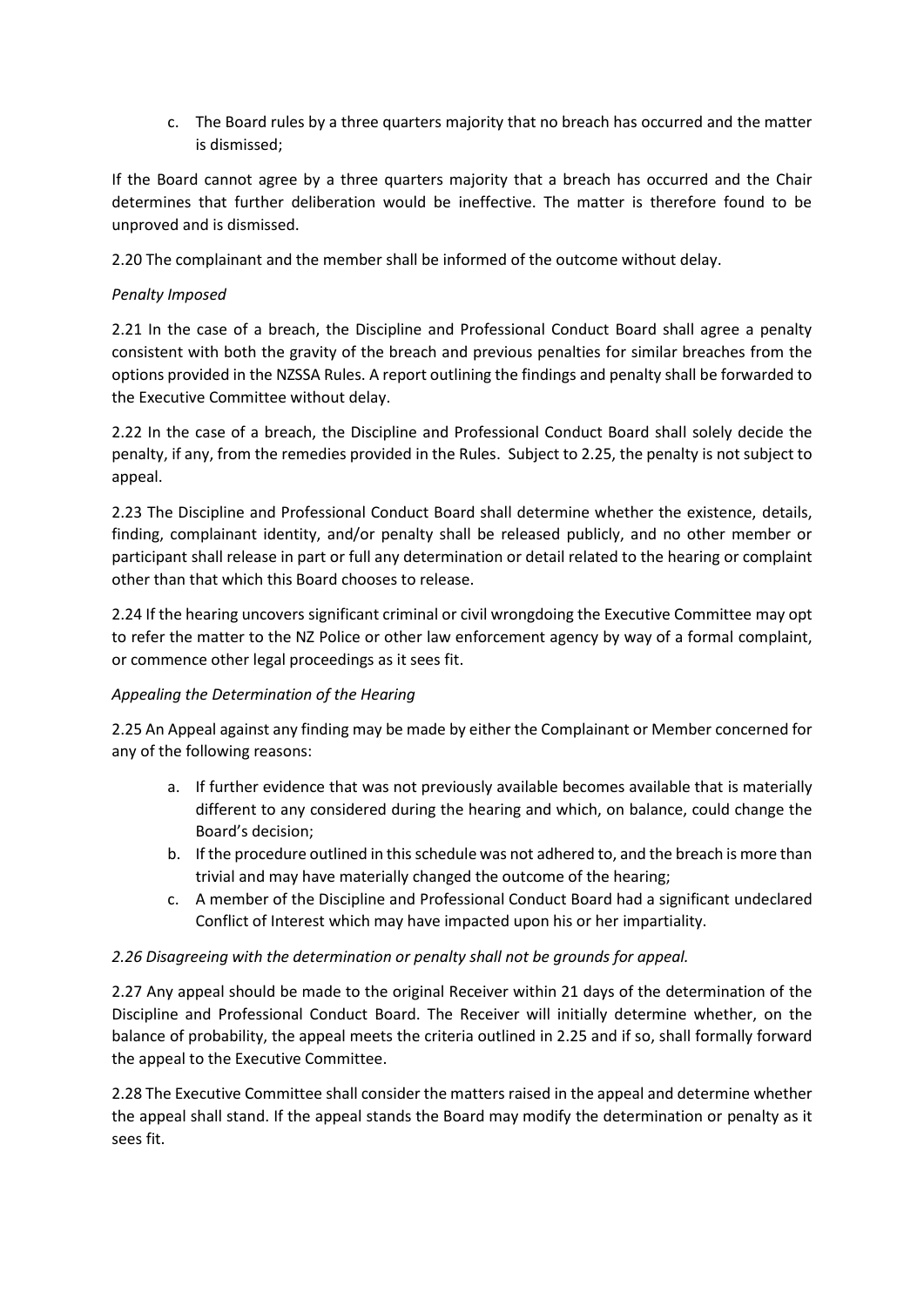c. The Board rules by a three quarters majority that no breach has occurred and the matter is dismissed;

If the Board cannot agree by a three quarters majority that a breach has occurred and the Chair determines that further deliberation would be ineffective. The matter is therefore found to be unproved and is dismissed.

2.20 The complainant and the member shall be informed of the outcome without delay.

*Penalty Imposed*

2.21 In the case of a breach, the Discipline and Professional Conduct Board shall agree a penalty consistent with both the gravity of the breach and previous penalties for similar breaches from the options provided in the NZSSA Rules. A report outlining the findings and penalty shall be forwarded to the Executive Committee without delay.

2.22 In the case of a breach, the Discipline and Professional Conduct Board shall solely decide the penalty, if any, from the remedies provided in the Rules. Subject to 2.25, the penalty is not subject to appeal.

2.23 The Discipline and Professional Conduct Board shall determine whether the existence, details, finding, complainant identity, and/or penalty shall be released publicly, and no other member or participant shall release in part or full any determination or detail related to the hearing or complaint other than that which this Board chooses to release.

2.24 If the hearing uncovers significant criminal or civil wrongdoing the Executive Committee may opt to refer the matter to the NZ Police or other law enforcement agency by way of a formal complaint, or commence other legal proceedings as it sees fit.

*Appealing the Determination of the Hearing*

2.25 An Appeal against any finding may be made by either the Complainant or Member concerned for any of the following reasons:

a. If further evidence that was not previously available becomes available that is materially different to any considered during the hearing and which, on balance, could change the Board's decision;
b. If the procedure outlined in this schedule was not adhered to, and the breach is more than trivial and may have materially changed the outcome of the hearing;
c. A member of the Discipline and Professional Conduct Board had a significant undeclared Conflict of Interest which may have impacted upon his or her impartiality.

*2.26 Disagreeing with the determination or penalty shall not be grounds for appeal.*

2.27 Any appeal should be made to the original Receiver within 21 days of the determination of the Discipline and Professional Conduct Board. The Receiver will initially determine whether, on the balance of probability, the appeal meets the criteria outlined in 2.25 and if so, shall formally forward the appeal to the Executive Committee.

2.28 The Executive Committee shall consider the matters raised in the appeal and determine whether the appeal shall stand. If the appeal stands the Board may modify the determination or penalty as it sees fit.